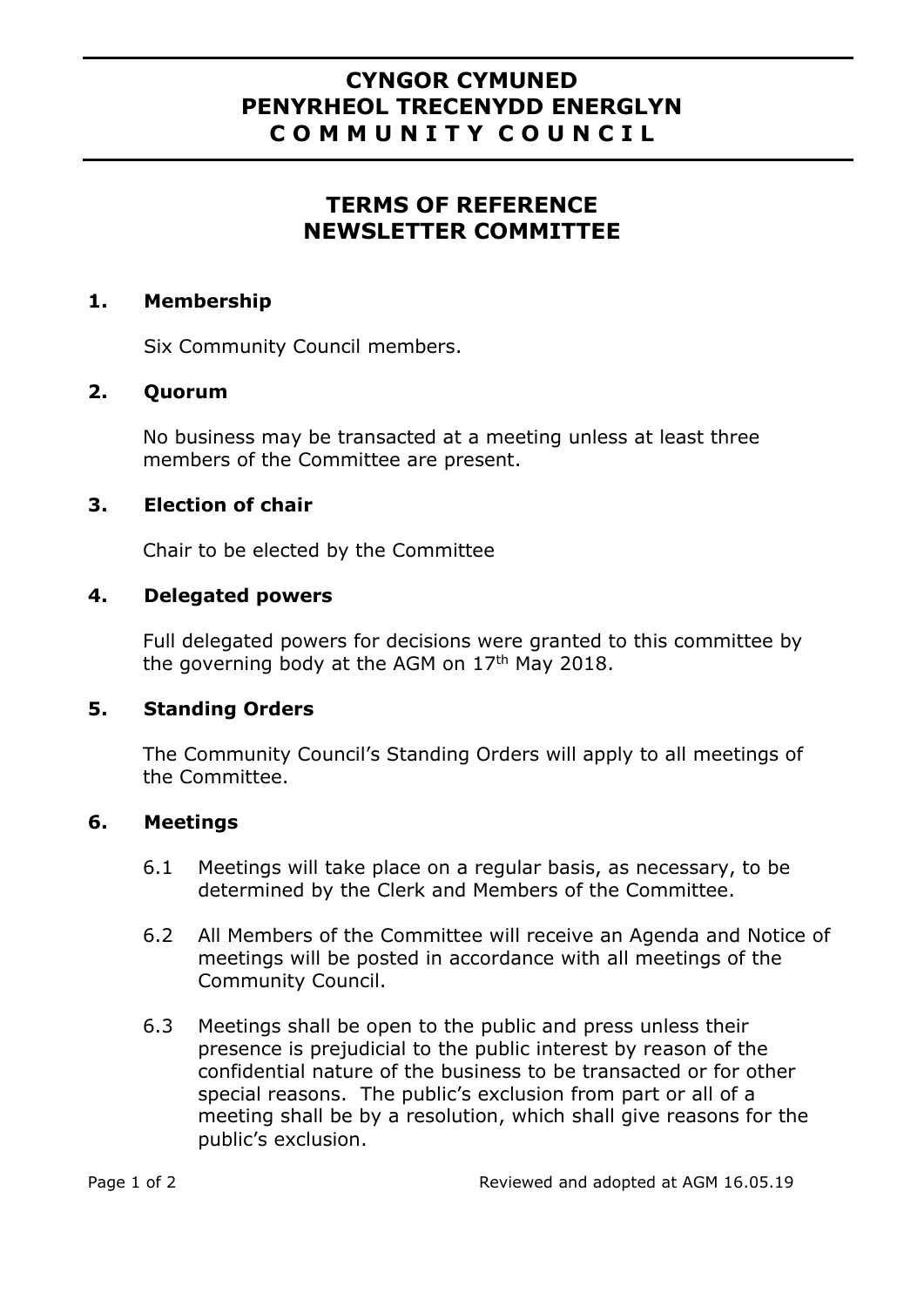# CYNGOR CYMUNED
# PENYRHEOL TRECENYDD ENERGLYN
# C O M M U N I T Y  C O U N C I L

## TERMS OF REFERENCE
## NEWSLETTER COMMITTEE

### 1. Membership

Six Community Council members.

### 2. Quorum

No business may be transacted at a meeting unless at least three members of the Committee are present.

### 3. Election of chair

Chair to be elected by the Committee

### 4. Delegated powers

Full delegated powers for decisions were granted to this committee by the governing body at the AGM on 17th May 2018.

### 5. Standing Orders

The Community Council's Standing Orders will apply to all meetings of the Committee.

### 6. Meetings

6.1 Meetings will take place on a regular basis, as necessary, to be determined by the Clerk and Members of the Committee.

6.2 All Members of the Committee will receive an Agenda and Notice of meetings will be posted in accordance with all meetings of the Community Council.

6.3 Meetings shall be open to the public and press unless their presence is prejudicial to the public interest by reason of the confidential nature of the business to be transacted or for other special reasons. The public's exclusion from part or all of a meeting shall be by a resolution, which shall give reasons for the public's exclusion.

Reviewed and adopted at AGM 16.05.19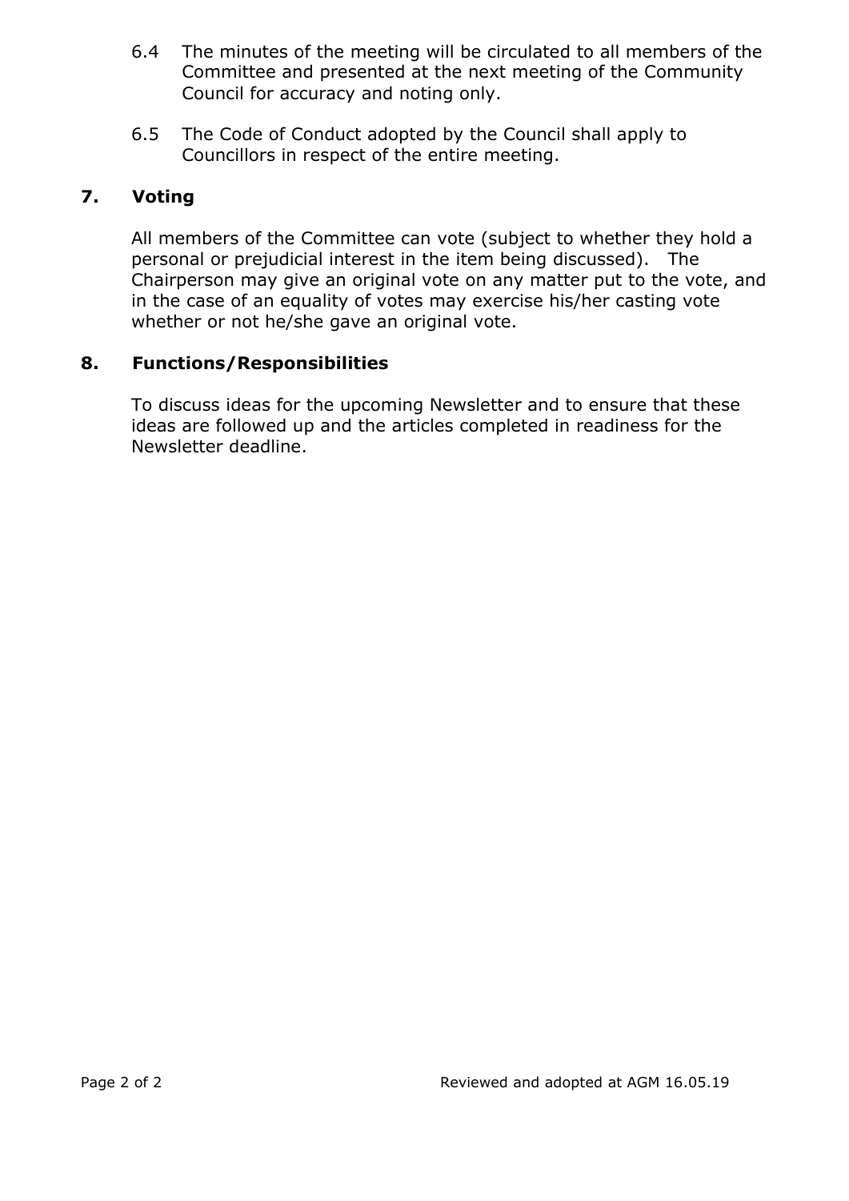6.4 The minutes of the meeting will be circulated to all members of the Committee and presented at the next meeting of the Community Council for accuracy and noting only.

6.5 The Code of Conduct adopted by the Council shall apply to Councillors in respect of the entire meeting.

## 7. Voting

All members of the Committee can vote (subject to whether they hold a personal or prejudicial interest in the item being discussed). The Chairperson may give an original vote on any matter put to the vote, and in the case of an equality of votes may exercise his/her casting vote whether or not he/she gave an original vote.

## 8. Functions/Responsibilities

To discuss ideas for the upcoming Newsletter and to ensure that these ideas are followed up and the articles completed in readiness for the Newsletter deadline.

Reviewed and adopted at AGM 16.05.19